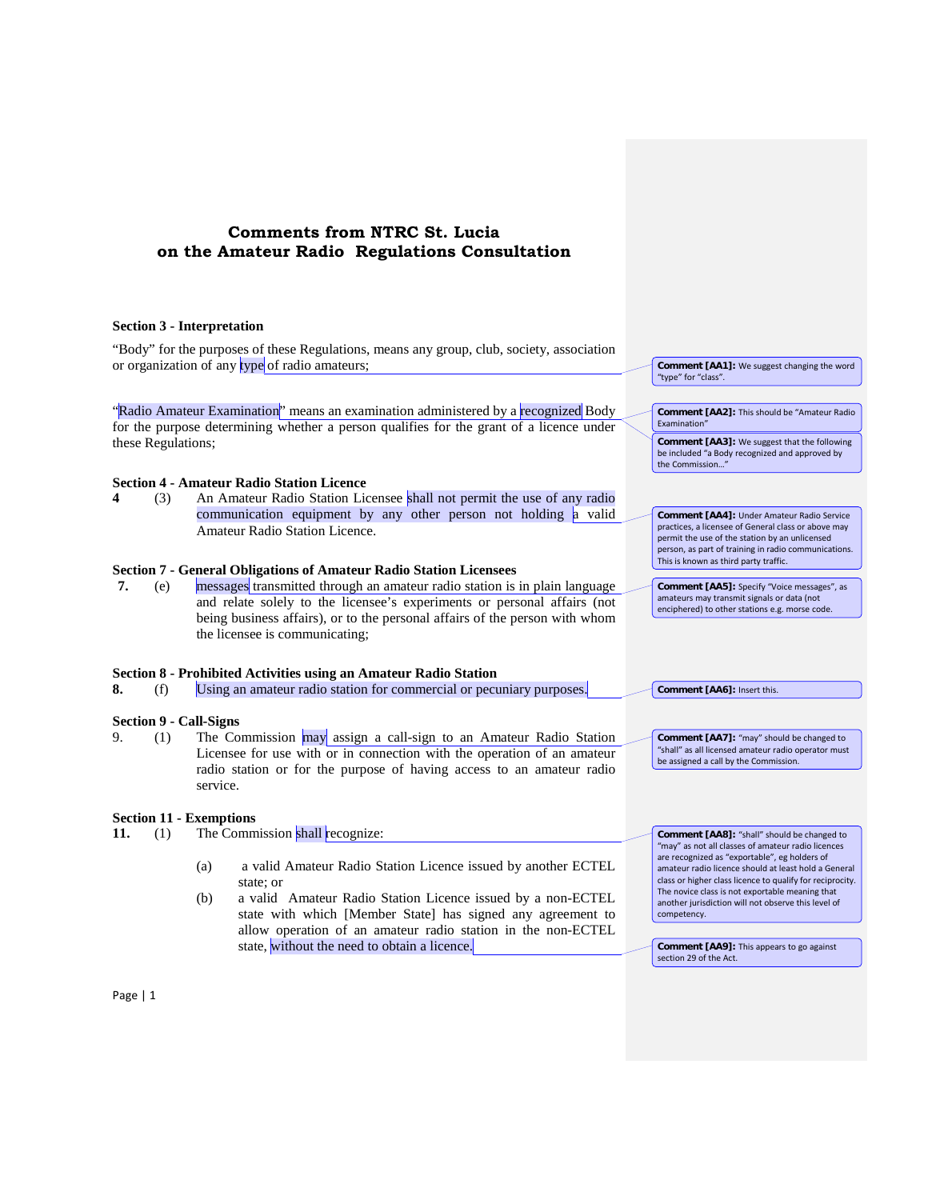# Comments from NTRC St. Lucia on the Amateur Radio Regulations Consultation

### Section 3 - Interpretation

"Body" for the purposes of these Regulations, means any group, club, society, association or organization of any type of radio amateurs;

> **Comment [AA1]:** We suggest changing the word "type" for "class".

"Radio Amateur Examination" means an examination administered by a recognized Body for the purpose determining whether a person qualifies for the grant of a licence under these Regulations;

> **Comment [AA2]:** This should be "Amateur Radio Examination"

> **Comment [AA3]:** We suggest that the following be included "a Body recognized and approved by the Commission…"

### Section 4 - Amateur Radio Station Licence

**4** (3) An Amateur Radio Station Licensee shall not permit the use of any radio communication equipment by any other person not holding a valid Amateur Radio Station Licence.

> **Comment [AA4]:** Under Amateur Radio Service practices, a licensee of General class or above may permit the use of the station by an unlicensed person, as part of training in radio communications. This is known as third party traffic.

### Section 7 - General Obligations of Amateur Radio Station Licensees

**7.** (e) messages transmitted through an amateur radio station is in plain language and relate solely to the licensee's experiments or personal affairs (not being business affairs), or to the personal affairs of the person with whom the licensee is communicating;

> **Comment [AA5]:** Specify "Voice messages", as amateurs may transmit signals or data (not enciphered) to other stations e.g. morse code.

### Section 8 - Prohibited Activities using an Amateur Radio Station

**8.** (f) Using an amateur radio station for commercial or pecuniary purposes.

> **Comment [AA6]:** Insert this.

### Section 9 - Call-Signs

9. (1) The Commission may assign a call-sign to an Amateur Radio Station Licensee for use with or in connection with the operation of an amateur radio station or for the purpose of having access to an amateur radio service.

> **Comment [AA7]:** "may" should be changed to "shall" as all licensed amateur radio operator must be assigned a call by the Commission.

### Section 11 - Exemptions

**11.** (1) The Commission shall recognize:

(a) a valid Amateur Radio Station Licence issued by another ECTEL state; or

(b) a valid Amateur Radio Station Licence issued by a non-ECTEL state with which [Member State] has signed any agreement to allow operation of an amateur radio station in the non-ECTEL state, without the need to obtain a licence.

> **Comment [AA8]:** "shall" should be changed to "may" as not all classes of amateur radio licences are recognized as "exportable", eg holders of amateur radio licence should at least hold a General class or higher class licence to qualify for reciprocity. The novice class is not exportable meaning that another jurisdiction will not observe this level of competency.

> **Comment [AA9]:** This appears to go against section 29 of the Act.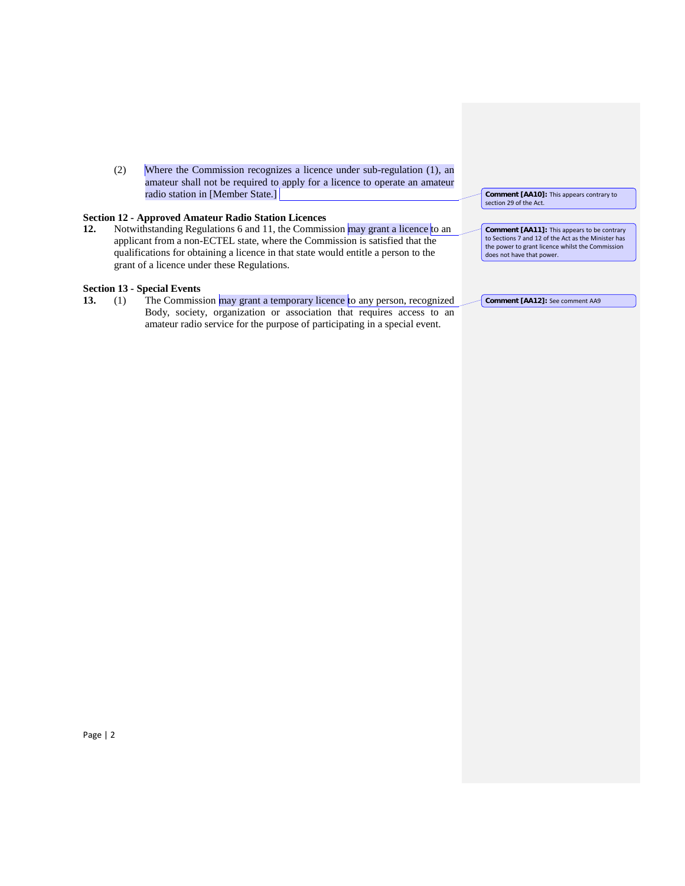(2) Where the Commission recognizes a licence under sub-regulation (1), an amateur shall not be required to apply for a licence to operate an amateur radio station in [Member State.]

**Comment [AA10]:** This appears contrary to section 29 of the Act.

### Section 12 - Approved Amateur Radio Station Licences

**12.** Notwithstanding Regulations 6 and 11, the Commission may grant a licence to an applicant from a non-ECTEL state, where the Commission is satisfied that the qualifications for obtaining a licence in that state would entitle a person to the grant of a licence under these Regulations.

**Comment [AA11]:** This appears to be contrary to Sections 7 and 12 of the Act as the Minister has the power to grant licence whilst the Commission does not have that power.

### Section 13 - Special Events

**13.** (1) The Commission may grant a temporary licence to any person, recognized Body, society, organization or association that requires access to an amateur radio service for the purpose of participating in a special event.

**Comment [AA12]:** See comment AA9